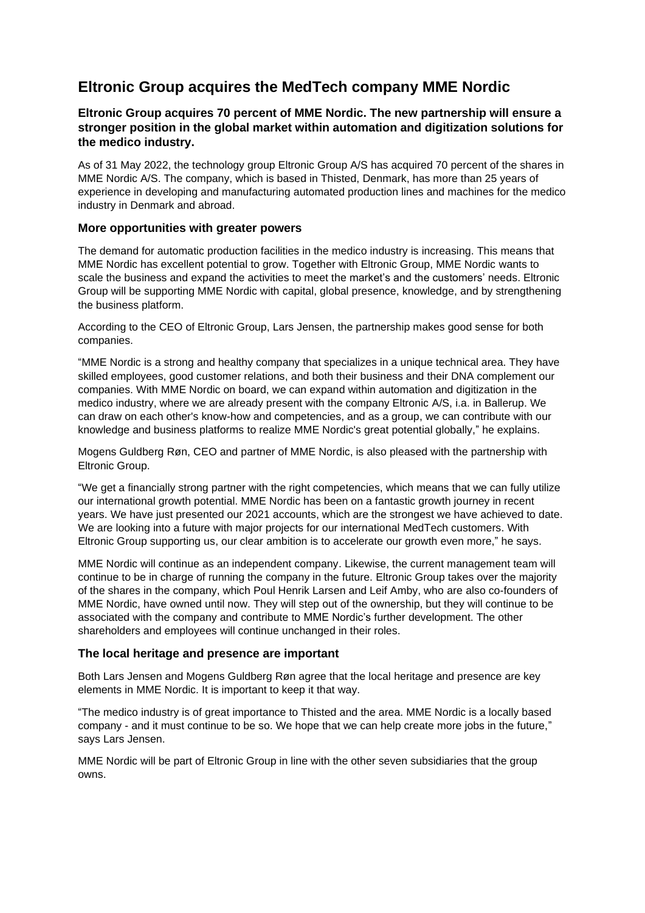# Eltronic Group acquires the MedTech company MME Nordic

### Eltronic Group acquires 70 percent of MME Nordic. The new partnership will ensure a stronger position in the global market within automation and digitization solutions for the medico industry.

As of 31 May 2022, the technology group Eltronic Group A/S has acquired 70 percent of the shares in MME Nordic A/S. The company, which is based in Thisted, Denmark, has more than 25 years of experience in developing and manufacturing automated production lines and machines for the medico industry in Denmark and abroad.

### More opportunities with greater powers

The demand for automatic production facilities in the medico industry is increasing. This means that MME Nordic has excellent potential to grow. Together with Eltronic Group, MME Nordic wants to scale the business and expand the activities to meet the market's and the customers' needs. Eltronic Group will be supporting MME Nordic with capital, global presence, knowledge, and by strengthening the business platform.

According to the CEO of Eltronic Group, Lars Jensen, the partnership makes good sense for both companies.

"MME Nordic is a strong and healthy company that specializes in a unique technical area. They have skilled employees, good customer relations, and both their business and their DNA complement our companies. With MME Nordic on board, we can expand within automation and digitization in the medico industry, where we are already present with the company Eltronic A/S, i.a. in Ballerup. We can draw on each other's know-how and competencies, and as a group, we can contribute with our knowledge and business platforms to realize MME Nordic's great potential globally," he explains.

Mogens Guldberg Røn, CEO and partner of MME Nordic, is also pleased with the partnership with Eltronic Group.

"We get a financially strong partner with the right competencies, which means that we can fully utilize our international growth potential. MME Nordic has been on a fantastic growth journey in recent years. We have just presented our 2021 accounts, which are the strongest we have achieved to date. We are looking into a future with major projects for our international MedTech customers. With Eltronic Group supporting us, our clear ambition is to accelerate our growth even more," he says.

MME Nordic will continue as an independent company. Likewise, the current management team will continue to be in charge of running the company in the future. Eltronic Group takes over the majority of the shares in the company, which Poul Henrik Larsen and Leif Amby, who are also co-founders of MME Nordic, have owned until now. They will step out of the ownership, but they will continue to be associated with the company and contribute to MME Nordic's further development. The other shareholders and employees will continue unchanged in their roles.

### The local heritage and presence are important

Both Lars Jensen and Mogens Guldberg Røn agree that the local heritage and presence are key elements in MME Nordic. It is important to keep it that way.

"The medico industry is of great importance to Thisted and the area. MME Nordic is a locally based company - and it must continue to be so. We hope that we can help create more jobs in the future," says Lars Jensen.

MME Nordic will be part of Eltronic Group in line with the other seven subsidiaries that the group owns.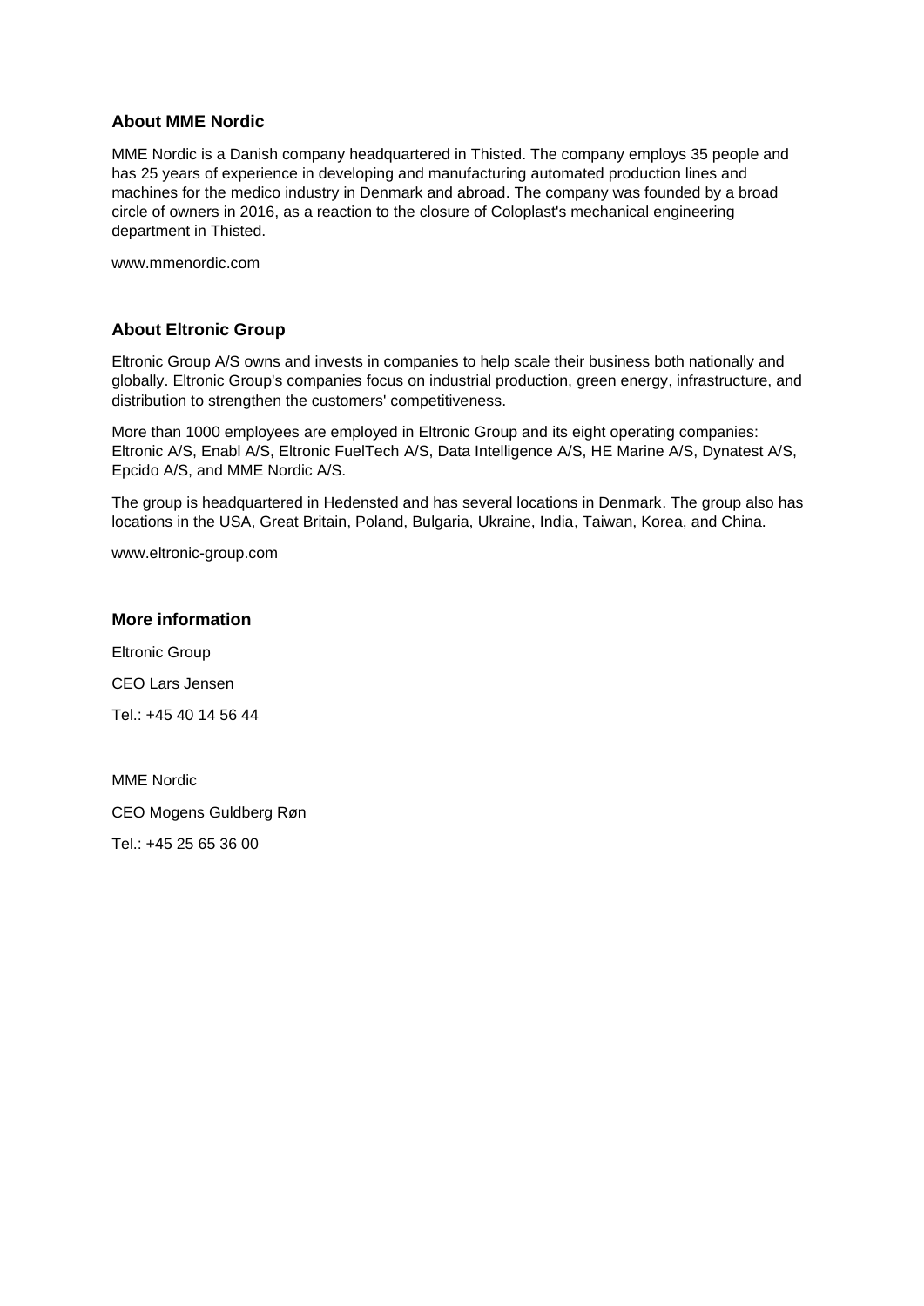## About MME Nordic

MME Nordic is a Danish company headquartered in Thisted. The company employs 35 people and has 25 years of experience in developing and manufacturing automated production lines and machines for the medico industry in Denmark and abroad. The company was founded by a broad circle of owners in 2016, as a reaction to the closure of Coloplast's mechanical engineering department in Thisted.

www.mmenordic.com

## About Eltronic Group

Eltronic Group A/S owns and invests in companies to help scale their business both nationally and globally. Eltronic Group's companies focus on industrial production, green energy, infrastructure, and distribution to strengthen the customers' competitiveness.

More than 1000 employees are employed in Eltronic Group and its eight operating companies: Eltronic A/S, Enabl A/S, Eltronic FuelTech A/S, Data Intelligence A/S, HE Marine A/S, Dynatest A/S, Epcido A/S, and MME Nordic A/S.

The group is headquartered in Hedensted and has several locations in Denmark. The group also has locations in the USA, Great Britain, Poland, Bulgaria, Ukraine, India, Taiwan, Korea, and China.

www.eltronic-group.com

## More information

Eltronic Group

CEO Lars Jensen

Tel.: +45 40 14 56 44

MME Nordic

CEO Mogens Guldberg Røn

Tel.: +45 25 65 36 00